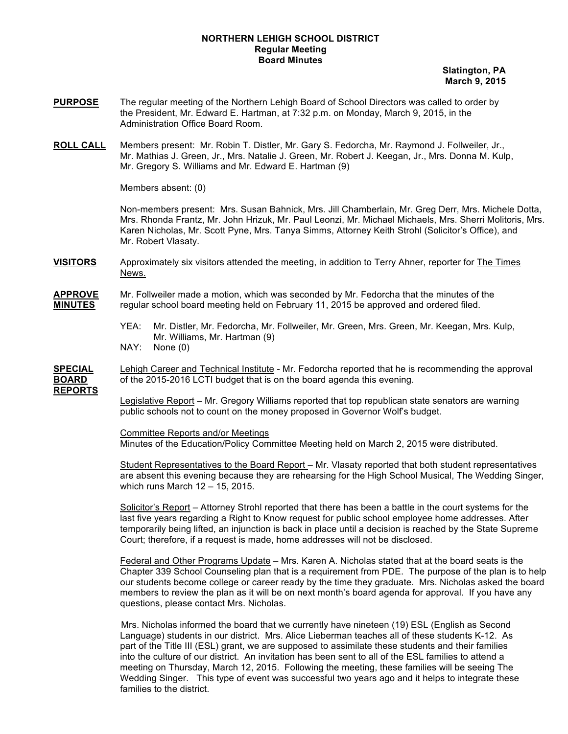**NORTHERN LEHIGH SCHOOL DISTRICT**
**Regular Meeting**
**Board Minutes**

**Slatington, PA**
**March 9, 2015**

**PURPOSE** The regular meeting of the Northern Lehigh Board of School Directors was called to order by the President, Mr. Edward E. Hartman, at 7:32 p.m. on Monday, March 9, 2015, in the Administration Office Board Room.

**ROLL CALL** Members present: Mr. Robin T. Distler, Mr. Gary S. Fedorcha, Mr. Raymond J. Follweiler, Jr., Mr. Mathias J. Green, Jr., Mrs. Natalie J. Green, Mr. Robert J. Keegan, Jr., Mrs. Donna M. Kulp, Mr. Gregory S. Williams and Mr. Edward E. Hartman (9)

Members absent: (0)

Non-members present: Mrs. Susan Bahnick, Mrs. Jill Chamberlain, Mr. Greg Derr, Mrs. Michele Dotta, Mrs. Rhonda Frantz, Mr. John Hrizuk, Mr. Paul Leonzi, Mr. Michael Michaels, Mrs. Sherri Molitoris, Mrs. Karen Nicholas, Mr. Scott Pyne, Mrs. Tanya Simms, Attorney Keith Strohl (Solicitor's Office), and Mr. Robert Vlasaty.

**VISITORS** Approximately six visitors attended the meeting, in addition to Terry Ahner, reporter for The Times News.

**APPROVE MINUTES** Mr. Follweiler made a motion, which was seconded by Mr. Fedorcha that the minutes of the regular school board meeting held on February 11, 2015 be approved and ordered filed.

YEA: Mr. Distler, Mr. Fedorcha, Mr. Follweiler, Mr. Green, Mrs. Green, Mr. Keegan, Mrs. Kulp, Mr. Williams, Mr. Hartman (9)
NAY: None (0)

**SPECIAL BOARD REPORTS** Lehigh Career and Technical Institute - Mr. Fedorcha reported that he is recommending the approval of the 2015-2016 LCTI budget that is on the board agenda this evening.

Legislative Report – Mr. Gregory Williams reported that top republican state senators are warning public schools not to count on the money proposed in Governor Wolf's budget.

Committee Reports and/or Meetings
Minutes of the Education/Policy Committee Meeting held on March 2, 2015 were distributed.

Student Representatives to the Board Report – Mr. Vlasaty reported that both student representatives are absent this evening because they are rehearsing for the High School Musical, The Wedding Singer, which runs March 12 – 15, 2015.

Solicitor's Report – Attorney Strohl reported that there has been a battle in the court systems for the last five years regarding a Right to Know request for public school employee home addresses. After temporarily being lifted, an injunction is back in place until a decision is reached by the State Supreme Court; therefore, if a request is made, home addresses will not be disclosed.

Federal and Other Programs Update – Mrs. Karen A. Nicholas stated that at the board seats is the Chapter 339 School Counseling plan that is a requirement from PDE. The purpose of the plan is to help our students become college or career ready by the time they graduate. Mrs. Nicholas asked the board members to review the plan as it will be on next month's board agenda for approval. If you have any questions, please contact Mrs. Nicholas.

Mrs. Nicholas informed the board that we currently have nineteen (19) ESL (English as Second Language) students in our district. Mrs. Alice Lieberman teaches all of these students K-12. As part of the Title III (ESL) grant, we are supposed to assimilate these students and their families into the culture of our district. An invitation has been sent to all of the ESL families to attend a meeting on Thursday, March 12, 2015. Following the meeting, these families will be seeing The Wedding Singer. This type of event was successful two years ago and it helps to integrate these families to the district.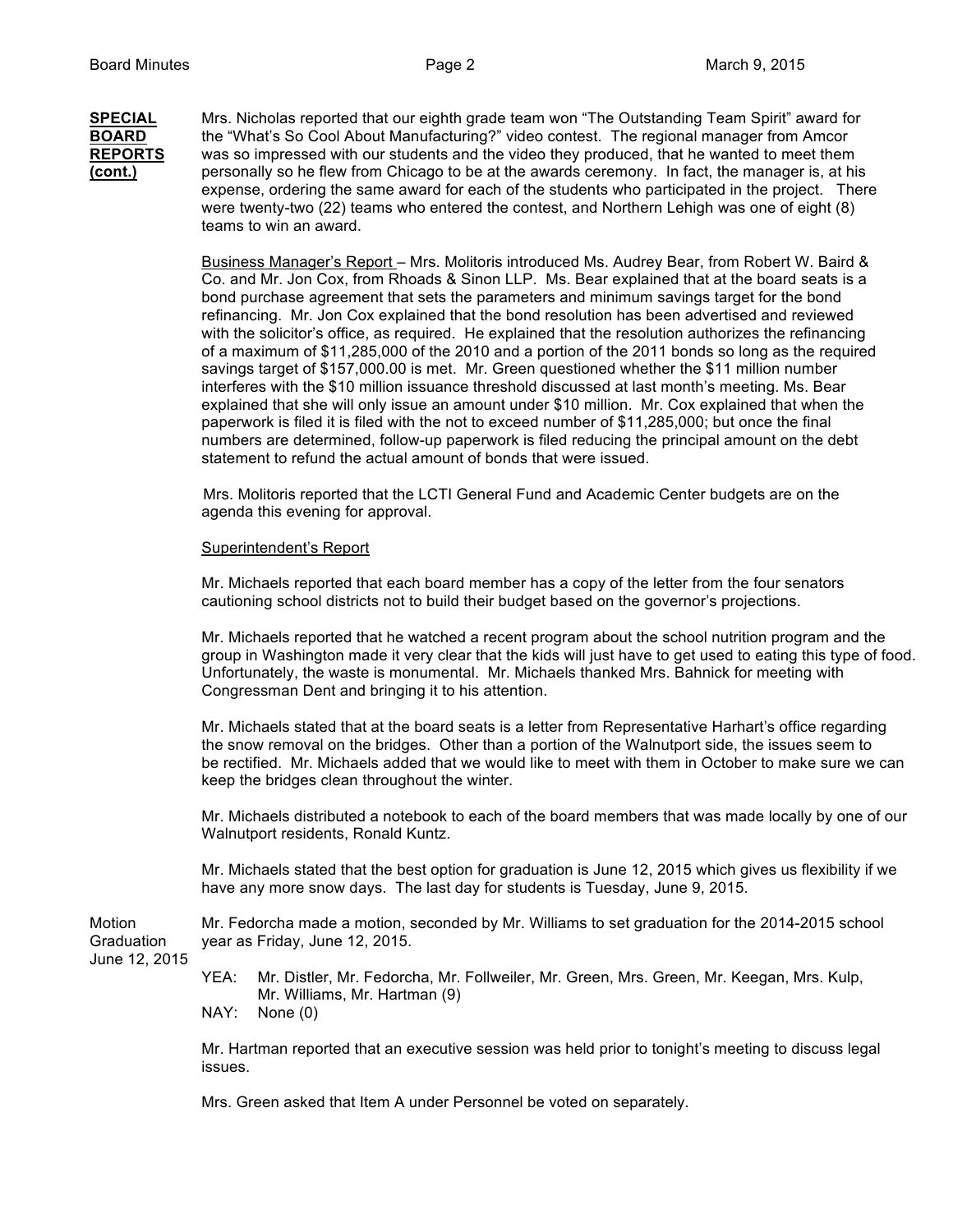**SPECIAL BOARD REPORTS (cont.)**

Mrs. Nicholas reported that our eighth grade team won "The Outstanding Team Spirit" award for the "What's So Cool About Manufacturing?" video contest. The regional manager from Amcor was so impressed with our students and the video they produced, that he wanted to meet them personally so he flew from Chicago to be at the awards ceremony. In fact, the manager is, at his expense, ordering the same award for each of the students who participated in the project. There were twenty-two (22) teams who entered the contest, and Northern Lehigh was one of eight (8) teams to win an award.

<u>Business Manager's Report</u> – Mrs. Molitoris introduced Ms. Audrey Bear, from Robert W. Baird & Co. and Mr. Jon Cox, from Rhoads & Sinon LLP. Ms. Bear explained that at the board seats is a bond purchase agreement that sets the parameters and minimum savings target for the bond refinancing. Mr. Jon Cox explained that the bond resolution has been advertised and reviewed with the solicitor's office, as required. He explained that the resolution authorizes the refinancing of a maximum of $11,285,000 of the 2010 and a portion of the 2011 bonds so long as the required savings target of $157,000.00 is met. Mr. Green questioned whether the $11 million number interferes with the $10 million issuance threshold discussed at last month's meeting. Ms. Bear explained that she will only issue an amount under $10 million. Mr. Cox explained that when the paperwork is filed it is filed with the not to exceed number of $11,285,000; but once the final numbers are determined, follow-up paperwork is filed reducing the principal amount on the debt statement to refund the actual amount of bonds that were issued.

Mrs. Molitoris reported that the LCTI General Fund and Academic Center budgets are on the agenda this evening for approval.

<u>Superintendent's Report</u>

Mr. Michaels reported that each board member has a copy of the letter from the four senators cautioning school districts not to build their budget based on the governor's projections.

Mr. Michaels reported that he watched a recent program about the school nutrition program and the group in Washington made it very clear that the kids will just have to get used to eating this type of food. Unfortunately, the waste is monumental. Mr. Michaels thanked Mrs. Bahnick for meeting with Congressman Dent and bringing it to his attention.

Mr. Michaels stated that at the board seats is a letter from Representative Harhart's office regarding the snow removal on the bridges. Other than a portion of the Walnutport side, the issues seem to be rectified. Mr. Michaels added that we would like to meet with them in October to make sure we can keep the bridges clean throughout the winter.

Mr. Michaels distributed a notebook to each of the board members that was made locally by one of our Walnutport residents, Ronald Kuntz.

Mr. Michaels stated that the best option for graduation is June 12, 2015 which gives us flexibility if we have any more snow days. The last day for students is Tuesday, June 9, 2015.

Motion Graduation June 12, 2015

Mr. Fedorcha made a motion, seconded by Mr. Williams to set graduation for the 2014-2015 school year as Friday, June 12, 2015.

YEA: Mr. Distler, Mr. Fedorcha, Mr. Follweiler, Mr. Green, Mrs. Green, Mr. Keegan, Mrs. Kulp, Mr. Williams, Mr. Hartman (9)
NAY: None (0)

Mr. Hartman reported that an executive session was held prior to tonight's meeting to discuss legal issues.

Mrs. Green asked that Item A under Personnel be voted on separately.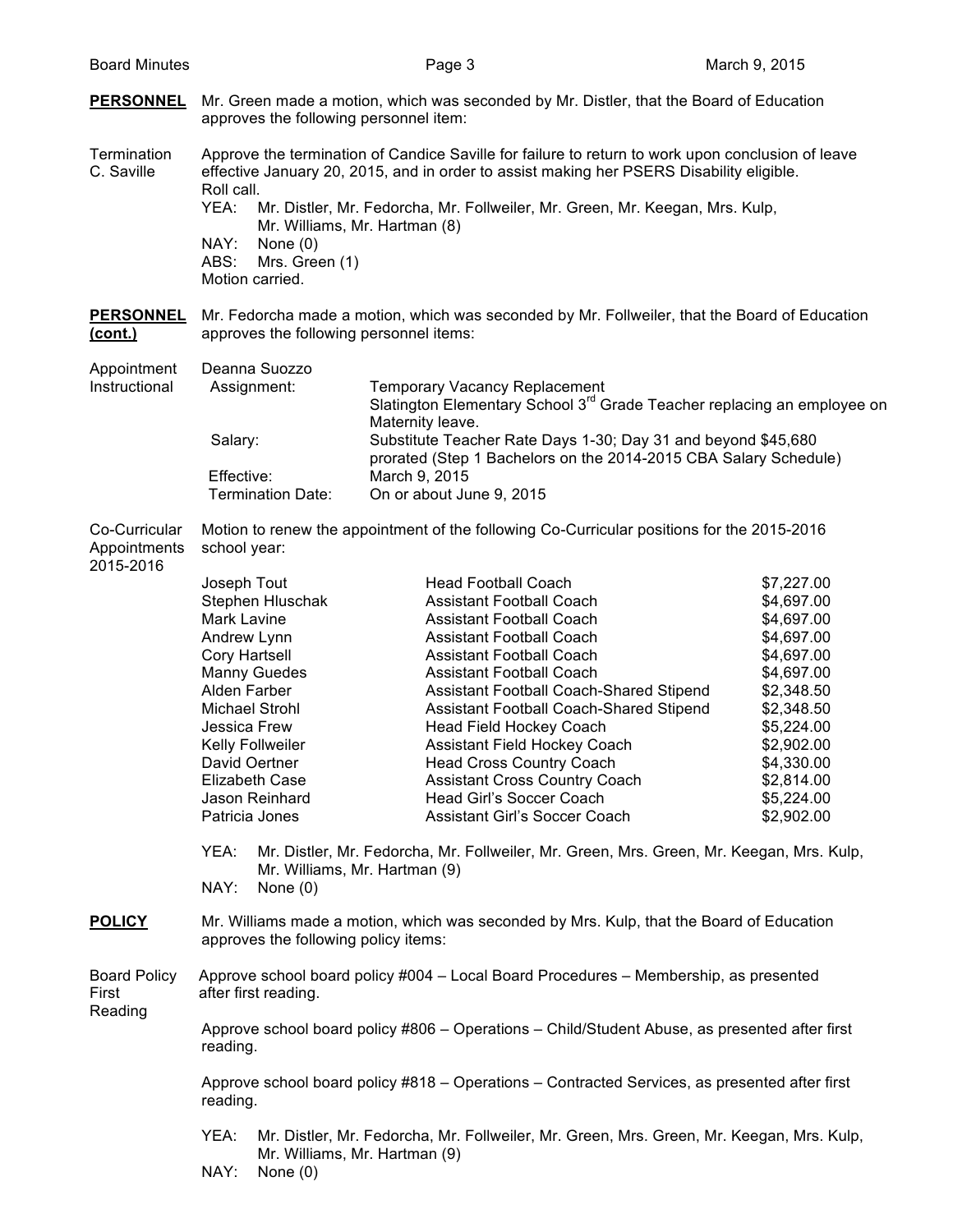**PERSONNEL** Mr. Green made a motion, which was seconded by Mr. Distler, that the Board of Education approves the following personnel item:

Termination C. Saville

Approve the termination of Candice Saville for failure to return to work upon conclusion of leave effective January 20, 2015, and in order to assist making her PSERS Disability eligible.
Roll call.
YEA: Mr. Distler, Mr. Fedorcha, Mr. Follweiler, Mr. Green, Mr. Keegan, Mrs. Kulp, Mr. Williams, Mr. Hartman (8)
NAY: None (0)
ABS: Mrs. Green (1)
Motion carried.

**PERSONNEL (cont.)** Mr. Fedorcha made a motion, which was seconded by Mr. Follweiler, that the Board of Education approves the following personnel items:

Appointment Instructional

Deanna Suozzo

| | |
|---|---|
| Assignment: | Temporary Vacancy Replacement Slatington Elementary School 3rd Grade Teacher replacing an employee on Maternity leave. |
| Salary: | Substitute Teacher Rate Days 1-30; Day 31 and beyond $45,680 prorated (Step 1 Bachelors on the 2014-2015 CBA Salary Schedule) |
| Effective: | March 9, 2015 |
| Termination Date: | On or about June 9, 2015 |

Co-Curricular Appointments 2015-2016

Motion to renew the appointment of the following Co-Curricular positions for the 2015-2016 school year:

| Name | Position | Stipend |
|---|---|---|
| Joseph Tout | Head Football Coach | $7,227.00 |
| Stephen Hluschak | Assistant Football Coach | $4,697.00 |
| Mark Lavine | Assistant Football Coach | $4,697.00 |
| Andrew Lynn | Assistant Football Coach | $4,697.00 |
| Cory Hartsell | Assistant Football Coach | $4,697.00 |
| Manny Guedes | Assistant Football Coach | $4,697.00 |
| Alden Farber | Assistant Football Coach-Shared Stipend | $2,348.50 |
| Michael Strohl | Assistant Football Coach-Shared Stipend | $2,348.50 |
| Jessica Frew | Head Field Hockey Coach | $5,224.00 |
| Kelly Follweiler | Assistant Field Hockey Coach | $2,902.00 |
| David Oertner | Head Cross Country Coach | $4,330.00 |
| Elizabeth Case | Assistant Cross Country Coach | $2,814.00 |
| Jason Reinhard | Head Girl's Soccer Coach | $5,224.00 |
| Patricia Jones | Assistant Girl's Soccer Coach | $2,902.00 |

YEA: Mr. Distler, Mr. Fedorcha, Mr. Follweiler, Mr. Green, Mrs. Green, Mr. Keegan, Mrs. Kulp, Mr. Williams, Mr. Hartman (9)
NAY: None (0)

**POLICY** Mr. Williams made a motion, which was seconded by Mrs. Kulp, that the Board of Education approves the following policy items:

Board Policy First Reading

Approve school board policy #004 – Local Board Procedures – Membership, as presented after first reading.

Approve school board policy #806 – Operations – Child/Student Abuse, as presented after first reading.

Approve school board policy #818 – Operations – Contracted Services, as presented after first reading.

YEA: Mr. Distler, Mr. Fedorcha, Mr. Follweiler, Mr. Green, Mrs. Green, Mr. Keegan, Mrs. Kulp, Mr. Williams, Mr. Hartman (9)
NAY: None (0)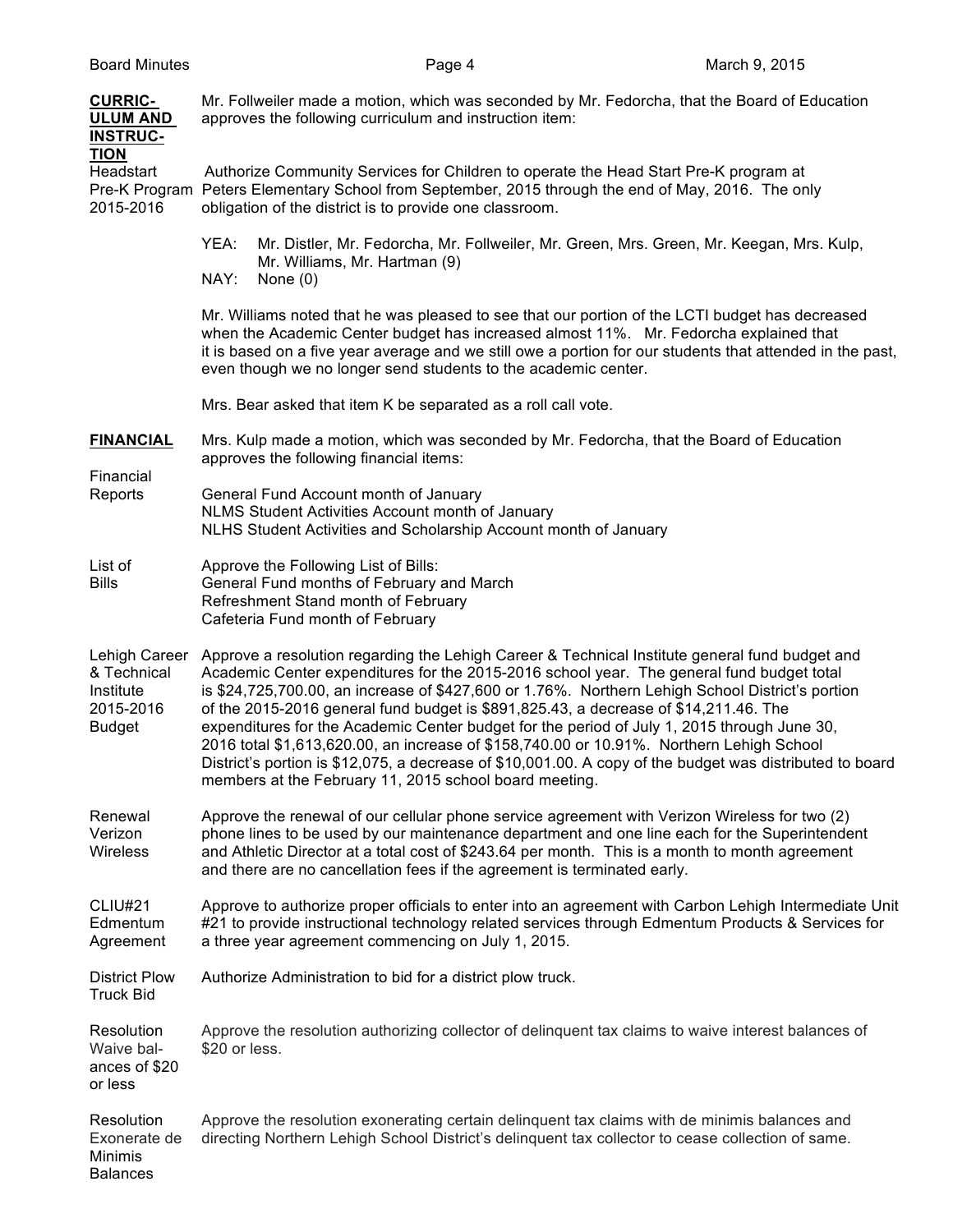**CURRICULUM AND INSTRUCTION**

Mr. Follweiler made a motion, which was seconded by Mr. Fedorcha, that the Board of Education approves the following curriculum and instruction item:

Headstart Pre-K Program 2015-2016

Authorize Community Services for Children to operate the Head Start Pre-K program at Peters Elementary School from September, 2015 through the end of May, 2016. The only obligation of the district is to provide one classroom.

YEA: Mr. Distler, Mr. Fedorcha, Mr. Follweiler, Mr. Green, Mrs. Green, Mr. Keegan, Mrs. Kulp, Mr. Williams, Mr. Hartman (9)
NAY: None (0)

Mr. Williams noted that he was pleased to see that our portion of the LCTI budget has decreased when the Academic Center budget has increased almost 11%. Mr. Fedorcha explained that it is based on a five year average and we still owe a portion for our students that attended in the past, even though we no longer send students to the academic center.

Mrs. Bear asked that item K be separated as a roll call vote.

**FINANCIAL**

Mrs. Kulp made a motion, which was seconded by Mr. Fedorcha, that the Board of Education approves the following financial items:

Financial Reports

General Fund Account month of January
NLMS Student Activities Account month of January
NLHS Student Activities and Scholarship Account month of January

List of Bills

Approve the Following List of Bills:
General Fund months of February and March
Refreshment Stand month of February
Cafeteria Fund month of February

Lehigh Career & Technical Institute 2015-2016 Budget

Approve a resolution regarding the Lehigh Career & Technical Institute general fund budget and Academic Center expenditures for the 2015-2016 school year. The general fund budget total is $24,725,700.00, an increase of $427,600 or 1.76%. Northern Lehigh School District's portion of the 2015-2016 general fund budget is $891,825.43, a decrease of $14,211.46. The expenditures for the Academic Center budget for the period of July 1, 2015 through June 30, 2016 total $1,613,620.00, an increase of $158,740.00 or 10.91%. Northern Lehigh School District's portion is $12,075, a decrease of $10,001.00. A copy of the budget was distributed to board members at the February 11, 2015 school board meeting.

Renewal Verizon Wireless

Approve the renewal of our cellular phone service agreement with Verizon Wireless for two (2) phone lines to be used by our maintenance department and one line each for the Superintendent and Athletic Director at a total cost of $243.64 per month. This is a month to month agreement and there are no cancellation fees if the agreement is terminated early.

CLIU#21 Edmentum Agreement

Approve to authorize proper officials to enter into an agreement with Carbon Lehigh Intermediate Unit #21 to provide instructional technology related services through Edmentum Products & Services for a three year agreement commencing on July 1, 2015.

District Plow Truck Bid

Authorize Administration to bid for a district plow truck.

Resolution Waive balances of $20 or less

Approve the resolution authorizing collector of delinquent tax claims to waive interest balances of $20 or less.

Resolution Exonerate de Minimis Balances

Approve the resolution exonerating certain delinquent tax claims with de minimis balances and directing Northern Lehigh School District's delinquent tax collector to cease collection of same.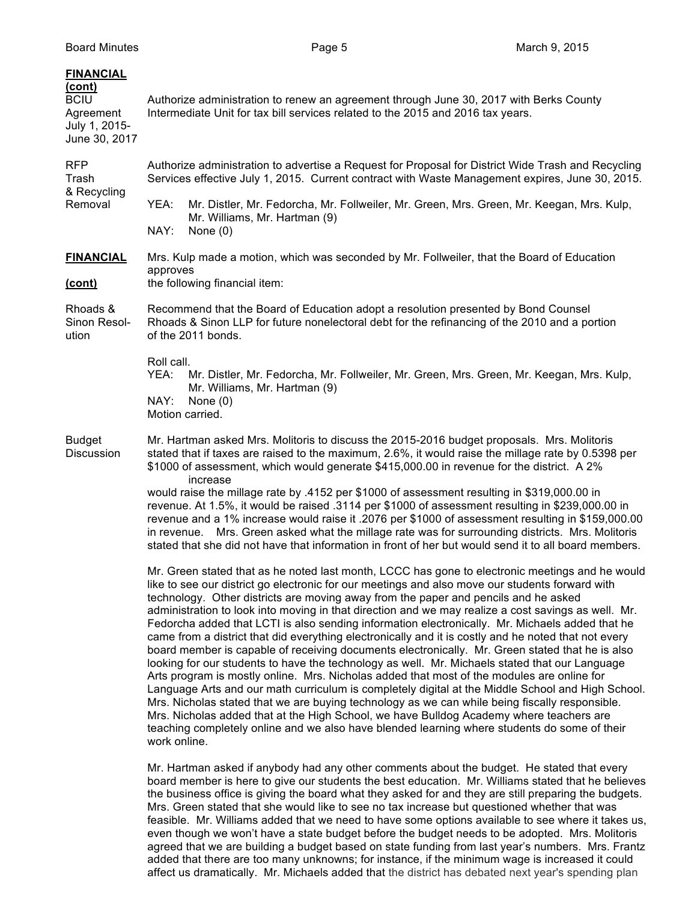**FINANCIAL (cont)**

**BCIU Agreement July 1, 2015-June 30, 2017**

Authorize administration to renew an agreement through June 30, 2017 with Berks County Intermediate Unit for tax bill services related to the 2015 and 2016 tax years.

**RFP Trash & Recycling Removal**

Authorize administration to advertise a Request for Proposal for District Wide Trash and Recycling Services effective July 1, 2015. Current contract with Waste Management expires, June 30, 2015.

YEA: Mr. Distler, Mr. Fedorcha, Mr. Follweiler, Mr. Green, Mrs. Green, Mr. Keegan, Mrs. Kulp, Mr. Williams, Mr. Hartman (9)
NAY: None (0)

**FINANCIAL (cont)**

Mrs. Kulp made a motion, which was seconded by Mr. Follweiler, that the Board of Education approves the following financial item:

**Rhoads & Sinon Resolution**

Recommend that the Board of Education adopt a resolution presented by Bond Counsel Rhoads & Sinon LLP for future nonelectoral debt for the refinancing of the 2010 and a portion of the 2011 bonds.

Roll call.
YEA: Mr. Distler, Mr. Fedorcha, Mr. Follweiler, Mr. Green, Mrs. Green, Mr. Keegan, Mrs. Kulp, Mr. Williams, Mr. Hartman (9)
NAY: None (0)
Motion carried.

**Budget Discussion**

Mr. Hartman asked Mrs. Molitoris to discuss the 2015-2016 budget proposals. Mrs. Molitoris stated that if taxes are raised to the maximum, 2.6%, it would raise the millage rate by 0.5398 per $1000 of assessment, which would generate $415,000.00 in revenue for the district. A 2% increase would raise the millage rate by .4152 per $1000 of assessment resulting in $319,000.00 in revenue. At 1.5%, it would be raised .3114 per $1000 of assessment resulting in $239,000.00 in revenue and a 1% increase would raise it .2076 per $1000 of assessment resulting in $159,000.00 in revenue. Mrs. Green asked what the millage rate was for surrounding districts. Mrs. Molitoris stated that she did not have that information in front of her but would send it to all board members.

Mr. Green stated that as he noted last month, LCCC has gone to electronic meetings and he would like to see our district go electronic for our meetings and also move our students forward with technology. Other districts are moving away from the paper and pencils and he asked administration to look into moving in that direction and we may realize a cost savings as well. Mr. Fedorcha added that LCTI is also sending information electronically. Mr. Michaels added that he came from a district that did everything electronically and it is costly and he noted that not every board member is capable of receiving documents electronically. Mr. Green stated that he is also looking for our students to have the technology as well. Mr. Michaels stated that our Language Arts program is mostly online. Mrs. Nicholas added that most of the modules are online for Language Arts and our math curriculum is completely digital at the Middle School and High School. Mrs. Nicholas stated that we are buying technology as we can while being fiscally responsible. Mrs. Nicholas added that at the High School, we have Bulldog Academy where teachers are teaching completely online and we also have blended learning where students do some of their work online.

Mr. Hartman asked if anybody had any other comments about the budget. He stated that every board member is here to give our students the best education. Mr. Williams stated that he believes the business office is giving the board what they asked for and they are still preparing the budgets. Mrs. Green stated that she would like to see no tax increase but questioned whether that was feasible. Mr. Williams added that we need to have some options available to see where it takes us, even though we won't have a state budget before the budget needs to be adopted. Mrs. Molitoris agreed that we are building a budget based on state funding from last year's numbers. Mrs. Frantz added that there are too many unknowns; for instance, if the minimum wage is increased it could affect us dramatically. Mr. Michaels added that the district has debated next year's spending plan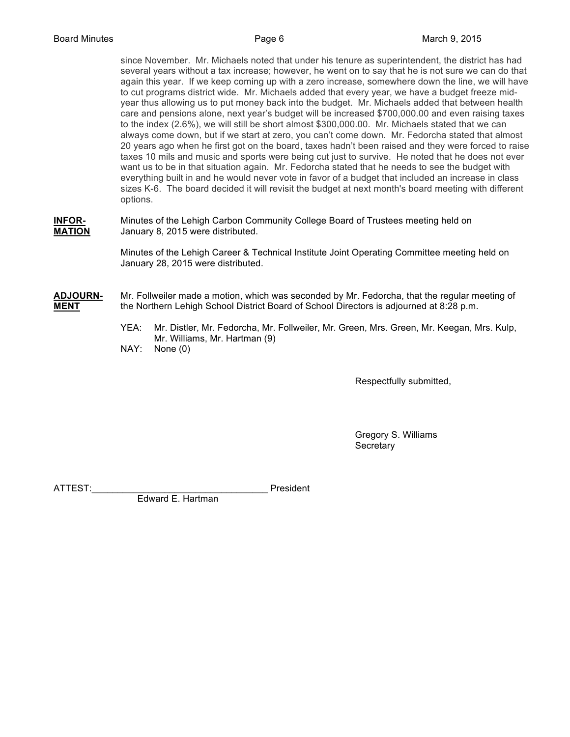since November. Mr. Michaels noted that under his tenure as superintendent, the district has had several years without a tax increase; however, he went on to say that he is not sure we can do that again this year. If we keep coming up with a zero increase, somewhere down the line, we will have to cut programs district wide. Mr. Michaels added that every year, we have a budget freeze mid-year thus allowing us to put money back into the budget. Mr. Michaels added that between health care and pensions alone, next year's budget will be increased $700,000.00 and even raising taxes to the index (2.6%), we will still be short almost $300,000.00. Mr. Michaels stated that we can always come down, but if we start at zero, you can't come down. Mr. Fedorcha stated that almost 20 years ago when he first got on the board, taxes hadn't been raised and they were forced to raise taxes 10 mils and music and sports were being cut just to survive. He noted that he does not ever want us to be in that situation again. Mr. Fedorcha stated that he needs to see the budget with everything built in and he would never vote in favor of a budget that included an increase in class sizes K-6. The board decided it will revisit the budget at next month's board meeting with different options.

**INFORMATION**

Minutes of the Lehigh Carbon Community College Board of Trustees meeting held on January 8, 2015 were distributed.

Minutes of the Lehigh Career & Technical Institute Joint Operating Committee meeting held on January 28, 2015 were distributed.

**ADJOURNMENT**

Mr. Follweiler made a motion, which was seconded by Mr. Fedorcha, that the regular meeting of the Northern Lehigh School District Board of School Directors is adjourned at 8:28 p.m.

YEA: Mr. Distler, Mr. Fedorcha, Mr. Follweiler, Mr. Green, Mrs. Green, Mr. Keegan, Mrs. Kulp, Mr. Williams, Mr. Hartman (9)
NAY: None (0)

Respectfully submitted,

Gregory S. Williams
Secretary

ATTEST:_________________________________ President
Edward E. Hartman